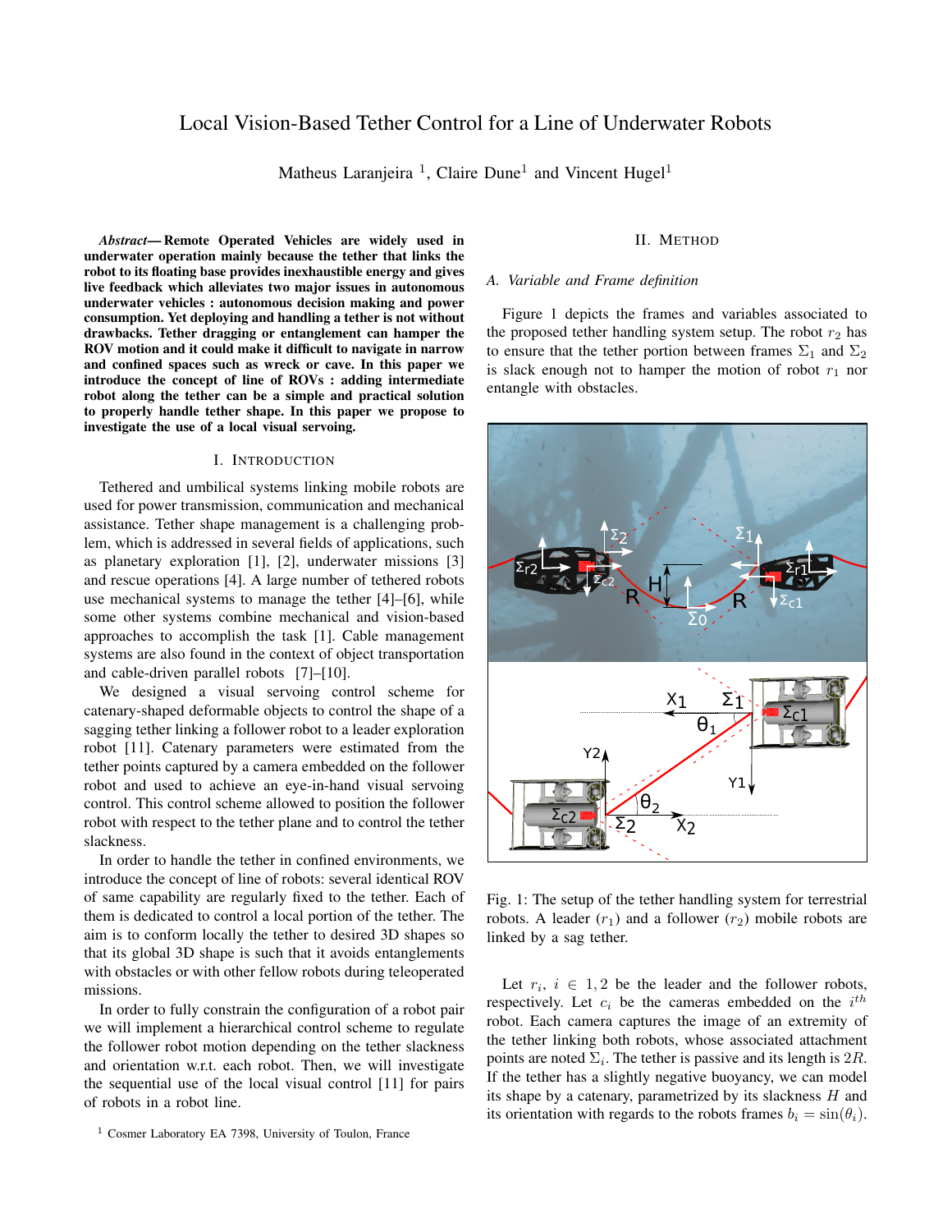# Local Vision-Based Tether Control for a Line of Underwater Robots

Matheus Laranjeira [1], Claire Dune[1] and Vincent Hugel[1]

***Abstract*— Remote Operated Vehicles are widely used in underwater operation mainly because the tether that links the robot to its floating base provides inexhaustible energy and gives live feedback which alleviates two major issues in autonomous underwater vehicles : autonomous decision making and power consumption. Yet deploying and handling a tether is not without drawbacks. Tether dragging or entanglement can hamper the ROV motion and it could make it difficult to navigate in narrow and confined spaces such as wreck or cave. In this paper we introduce the concept of line of ROVs : adding intermediate robot along the tether can be a simple and practical solution to properly handle tether shape. In this paper we propose to investigate the use of a local visual servoing.**

## I. Introduction

Tethered and umbilical systems linking mobile robots are used for power transmission, communication and mechanical assistance. Tether shape management is a challenging problem, which is addressed in several fields of applications, such as planetary exploration [1], [2], underwater missions [3] and rescue operations [4]. A large number of tethered robots use mechanical systems to manage the tether [4]–[6], while some other systems combine mechanical and vision-based approaches to accomplish the task [1]. Cable management systems are also found in the context of object transportation and cable-driven parallel robots [7]–[10].

We designed a visual servoing control scheme for catenary-shaped deformable objects to control the shape of a sagging tether linking a follower robot to a leader exploration robot [11]. Catenary parameters were estimated from the tether points captured by a camera embedded on the follower robot and used to achieve an eye-in-hand visual servoing control. This control scheme allowed to position the follower robot with respect to the tether plane and to control the tether slackness.

In order to handle the tether in confined environments, we introduce the concept of line of robots: several identical ROV of same capability are regularly fixed to the tether. Each of them is dedicated to control a local portion of the tether. The aim is to conform locally the tether to desired 3D shapes so that its global 3D shape is such that it avoids entanglements with obstacles or with other fellow robots during teleoperated missions.

In order to fully constrain the configuration of a robot pair we will implement a hierarchical control scheme to regulate the follower robot motion depending on the tether slackness and orientation w.r.t. each robot. Then, we will investigate the sequential use of the local visual control [11] for pairs of robots in a robot line.

[1] Cosmer Laboratory EA 7398, University of Toulon, France

## II. Method

### A. Variable and Frame definition

Figure 1 depicts the frames and variables associated to the proposed tether handling system setup. The robot $r_2$ has to ensure that the tether portion between frames $\Sigma_1$ and $\Sigma_2$ is slack enough not to hamper the motion of robot $r_1$ nor entangle with obstacles.

Fig. 1: The setup of the tether handling system for terrestrial robots. A leader ($r_1$) and a follower ($r_2$) mobile robots are linked by a sag tether.

Let $r_i$, $i \in 1, 2$ be the leader and the follower robots, respectively. Let $c_i$ be the cameras embedded on the $i^{th}$ robot. Each camera captures the image of an extremity of the tether linking both robots, whose associated attachment points are noted $\Sigma_i$. The tether is passive and its length is $2R$. If the tether has a slightly negative buoyancy, we can model its shape by a catenary, parametrized by its slackness $H$ and its orientation with regards to the robots frames $b_i = \sin(\theta_i)$.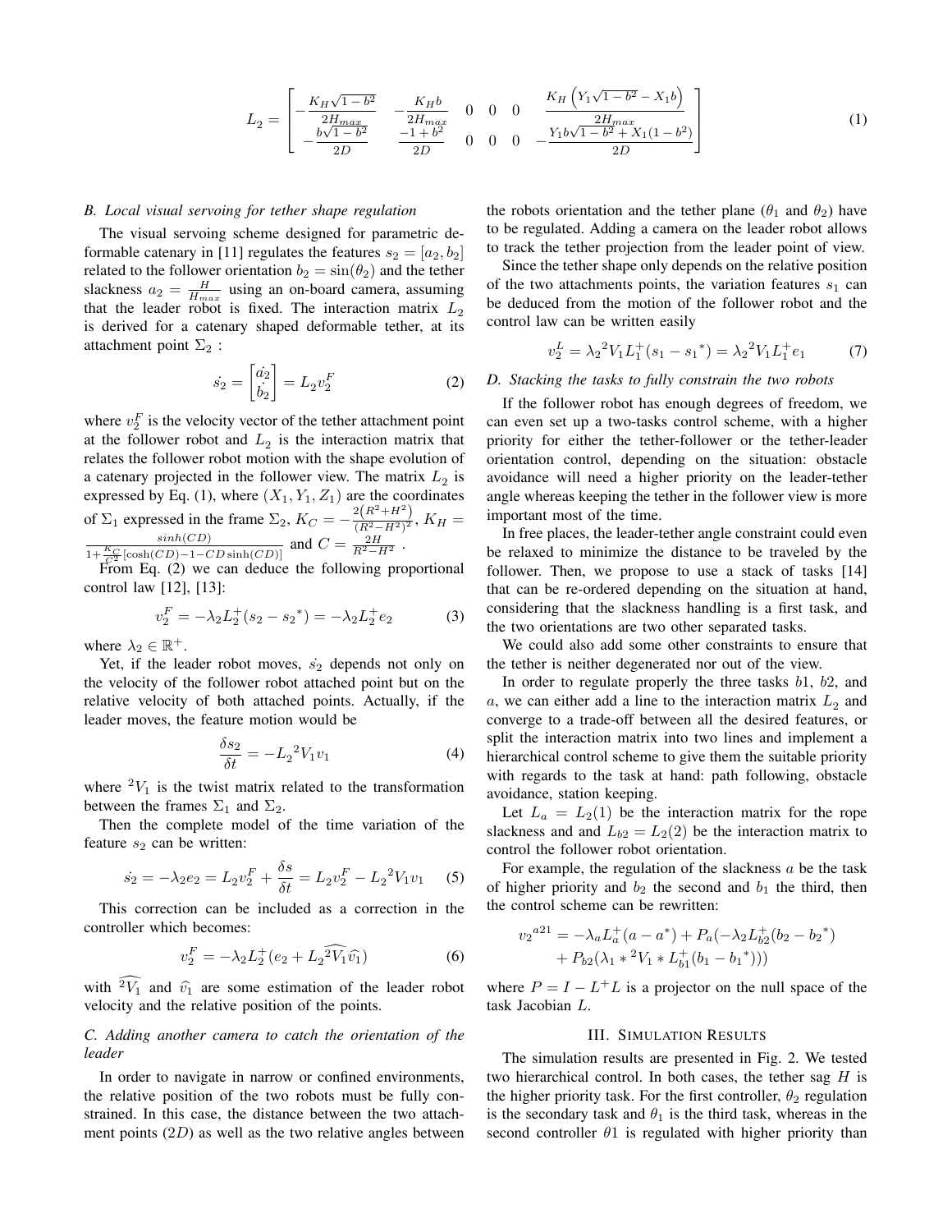$$
L_2 = \begin{bmatrix} -\frac{K_H\sqrt{1-b^2}}{2H_{max}} & -\frac{K_H b}{2H_{max}} & 0 & 0 & 0 & \frac{K_H\left(Y_1\sqrt{1-b^2}-X_1 b\right)}{2H_{max}} \\ -\frac{b\sqrt{1-b^2}}{2D} & \frac{-1+b^2}{2D} & 0 & 0 & 0 & -\frac{Y_1 b\sqrt{1-b^2}+X_1(1-b^2)}{2D} \end{bmatrix} \tag{1}
$$

### B. Local visual servoing for tether shape regulation

The visual servoing scheme designed for parametric deformable catenary in [11] regulates the features $s_2 = [a_2, b_2]$ related to the follower orientation $b_2 = \sin(\theta_2)$ and the tether slackness $a_2 = \frac{H}{H_{max}}$ using an on-board camera, assuming that the leader robot is fixed. The interaction matrix $L_2$ is derived for a catenary shaped deformable tether, at its attachment point $\Sigma_2$ :

$$
\dot{s_2} = \begin{bmatrix} \dot{a_2} \\ \dot{b_2} \end{bmatrix} = L_2 v_2^F \tag{2}
$$

where $v_2^F$ is the velocity vector of the tether attachment point at the follower robot and $L_2$ is the interaction matrix that relates the follower robot motion with the shape evolution of a catenary projected in the follower view. The matrix $L_2$ is expressed by Eq. (1), where $(X_1, Y_1, Z_1)$ are the coordinates of $\Sigma_1$ expressed in the frame $\Sigma_2$, $K_C = -\frac{2\left(R^2+H^2\right)}{(R^2-H^2)^2}$, $K_H = \frac{sinh(CD)}{1+\frac{K_C}{C^2}[\cosh(CD)-1-CD\sinh(CD)]}$ and $C = \frac{2H}{R^2-H^2}$ .

From Eq. (2) we can deduce the following proportional control law [12], [13]:

$$
v_2^F = -\lambda_2 L_2^+(s_2 - {s_2}^*) = -\lambda_2 L_2^+ e_2 \tag{3}
$$

where $\lambda_2 \in \mathbb{R}^+$.

Yet, if the leader robot moves, $\dot{s_2}$ depends not only on the velocity of the follower robot attached point but on the relative velocity of both attached points. Actually, if the leader moves, the feature motion would be

$$
\frac{\delta s_2}{\delta t} = -L_2{}^2V_1 v_1 \tag{4}
$$

where ${}^2V_1$ is the twist matrix related to the transformation between the frames $\Sigma_1$ and $\Sigma_2$.

Then the complete model of the time variation of the feature $s_2$ can be written:

$$
\dot{s_2} = -\lambda_2 e_2 = L_2 v_2^F + \frac{\delta s}{\delta t} = L_2 v_2^F - L_2{}^2V_1 v_1 \tag{5}
$$

This correction can be included as a correction in the controller which becomes:

$$
v_2^F = -\lambda_2 L_2^+(e_2 + L_2\widehat{{}^2V_1}\widehat{v_1}) \tag{6}
$$

with $\widehat{{}^2V_1}$ and $\widehat{v_1}$ are some estimation of the leader robot velocity and the relative position of the points.

### C. Adding another camera to catch the orientation of the leader

In order to navigate in narrow or confined environments, the relative position of the two robots must be fully constrained. In this case, the distance between the two attachment points ($2D$) as well as the two relative angles between the robots orientation and the tether plane ($\theta_1$ and $\theta_2$) have to be regulated. Adding a camera on the leader robot allows to track the tether projection from the leader point of view.

Since the tether shape only depends on the relative position of the two attachments points, the variation features $s_1$ can be deduced from the motion of the follower robot and the control law can be written easily

$$
v_2^L = \lambda_2{}^2V_1 L_1^+(s_1 - {s_1}^*) = \lambda_2{}^2V_1 L_1^+ e_1 \tag{7}
$$

### D. Stacking the tasks to fully constrain the two robots

If the follower robot has enough degrees of freedom, we can even set up a two-tasks control scheme, with a higher priority for either the tether-follower or the tether-leader orientation control, depending on the situation: obstacle avoidance will need a higher priority on the leader-tether angle whereas keeping the tether in the follower view is more important most of the time.

In free places, the leader-tether angle constraint could even be relaxed to minimize the distance to be traveled by the follower. Then, we propose to use a stack of tasks [14] that can be re-ordered depending on the situation at hand, considering that the slackness handling is a first task, and the two orientations are two other separated tasks.

We could also add some other constraints to ensure that the tether is neither degenerated nor out of the view.

In order to regulate properly the three tasks $b1$, $b2$, and $a$, we can either add a line to the interaction matrix $L_2$ and converge to a trade-off between all the desired features, or split the interaction matrix into two lines and implement a hierarchical control scheme to give them the suitable priority with regards to the task at hand: path following, obstacle avoidance, station keeping.

Let $L_a = L_2(1)$ be the interaction matrix for the rope slackness and and $L_{b2} = L_2(2)$ be the interaction matrix to control the follower robot orientation.

For example, the regulation of the slackness $a$ be the task of higher priority and $b_2$ the second and $b_1$ the third, then the control scheme can be rewritten:

$$
\begin{aligned}
{v_2}^{a21} = &-\lambda_a L_a^+(a - a^*) + P_a(-\lambda_2 L_{b2}^+(b_2 - {b_2}^*) \\
&+ P_{b2}(\lambda_1 * {}^2V_1 * L_{b1}^+(b_1 - {b_1}^*)))
\end{aligned}
$$

where $P = I - L^+L$ is a projector on the null space of the task Jacobian $L$.

## III. Simulation Results

The simulation results are presented in Fig. 2. We tested two hierarchical control. In both cases, the tether sag $H$ is the higher priority task. For the first controller, $\theta_2$ regulation is the secondary task and $\theta_1$ is the third task, whereas in the second controller $\theta 1$ is regulated with higher priority than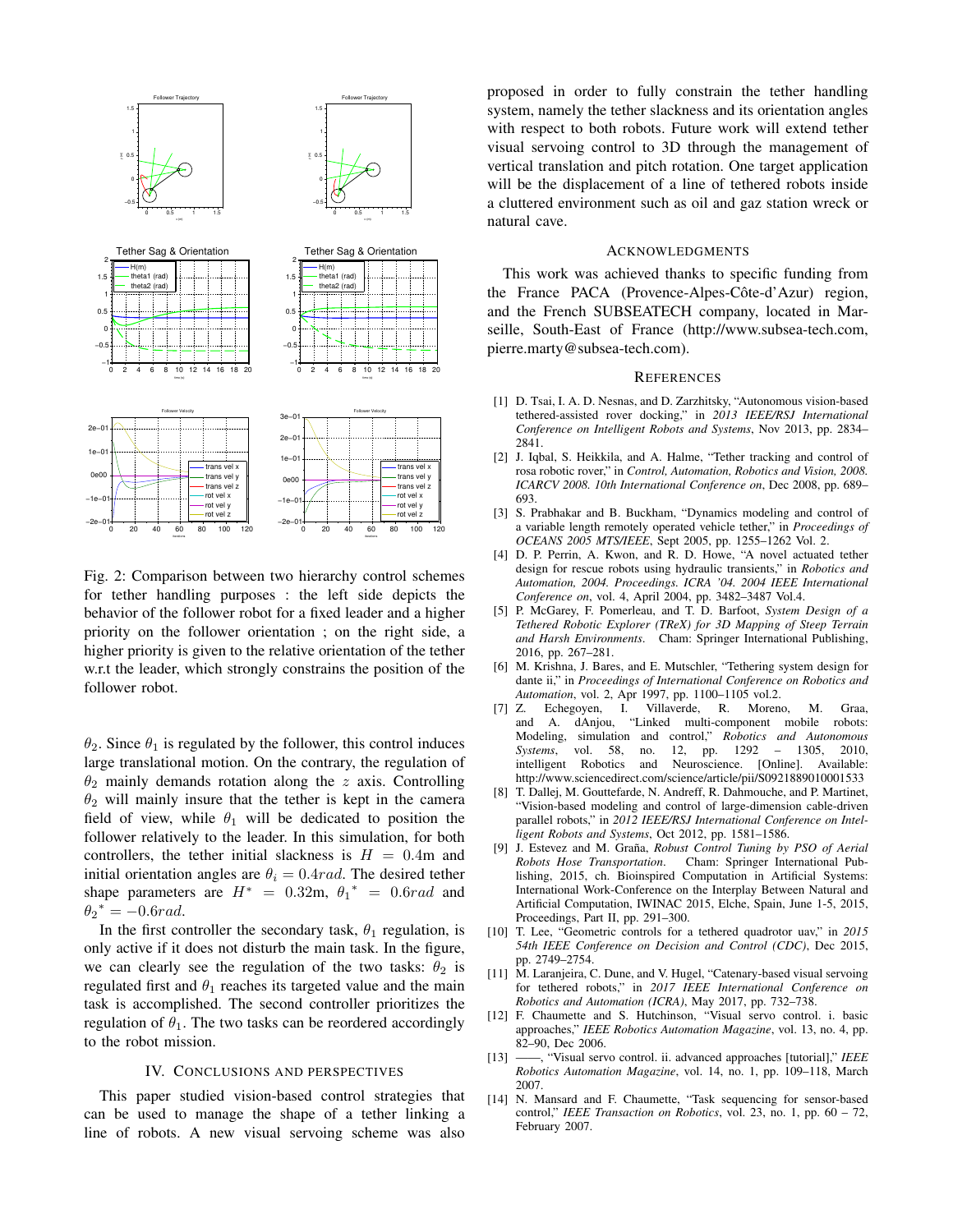Follower Trajectory

Follower Trajectory

Tether Sag & Orientation

H(m)
theta1 (rad)
theta2 (rad)

Tether Sag & Orientation

H(m)
theta1 (rad)
theta2 (rad)

Follower Velocity

trans vel x
trans vel y
trans vel z
rot vel x
rot vel y
rot vel z

Follower Velocity

trans vel x
trans vel y
trans vel z
rot vel x
rot vel y
rot vel z

Fig. 2: Comparison between two hierarchy control schemes for tether handling purposes : the left side depicts the behavior of the follower robot for a fixed leader and a higher priority on the follower orientation ; on the right side, a higher priority is given to the relative orientation of the tether w.r.t the leader, which strongly constrains the position of the follower robot.

$\theta_2$. Since $\theta_1$ is regulated by the follower, this control induces large translational motion. On the contrary, the regulation of $\theta_2$ mainly demands rotation along the $z$ axis. Controlling $\theta_2$ will mainly insure that the tether is kept in the camera field of view, while $\theta_1$ will be dedicated to position the follower relatively to the leader. In this simulation, for both controllers, the tether initial slackness is $H = 0.4$m and initial orientation angles are $\theta_i = 0.4rad$. The desired tether shape parameters are $H^* = 0.32$m, ${\theta_1}^* = 0.6rad$ and ${\theta_2}^* = -0.6rad$.

In the first controller the secondary task, $\theta_1$ regulation, is only active if it does not disturb the main task. In the figure, we can clearly see the regulation of the two tasks: $\theta_2$ is regulated first and $\theta_1$ reaches its targeted value and the main task is accomplished. The second controller prioritizes the regulation of $\theta_1$. The two tasks can be reordered accordingly to the robot mission.

## IV. Conclusions and Perspectives

This paper studied vision-based control strategies that can be used to manage the shape of a tether linking a line of robots. A new visual servoing scheme was also proposed in order to fully constrain the tether handling system, namely the tether slackness and its orientation angles with respect to both robots. Future work will extend tether visual servoing control to 3D through the management of vertical translation and pitch rotation. One target application will be the displacement of a line of tethered robots inside a cluttered environment such as oil and gaz station wreck or natural cave.

## Acknowledgments

This work was achieved thanks to specific funding from the France PACA (Provence-Alpes-Côte-d'Azur) region, and the French SUBSEATECH company, located in Marseille, South-East of France (http://www.subsea-tech.com, pierre.marty@subsea-tech.com).

## References

[1] D. Tsai, I. A. D. Nesnas, and D. Zarzhitsky, "Autonomous vision-based tethered-assisted rover docking," in *2013 IEEE/RSJ International Conference on Intelligent Robots and Systems*, Nov 2013, pp. 2834–2841.

[2] J. Iqbal, S. Heikkila, and A. Halme, "Tether tracking and control of rosa robotic rover," in *Control, Automation, Robotics and Vision, 2008. ICARCV 2008. 10th International Conference on*, Dec 2008, pp. 689–693.

[3] S. Prabhakar and B. Buckham, "Dynamics modeling and control of a variable length remotely operated vehicle tether," in *Proceedings of OCEANS 2005 MTS/IEEE*, Sept 2005, pp. 1255–1262 Vol. 2.

[4] D. P. Perrin, A. Kwon, and R. D. Howe, "A novel actuated tether design for rescue robots using hydraulic transients," in *Robotics and Automation, 2004. Proceedings. ICRA '04. 2004 IEEE International Conference on*, vol. 4, April 2004, pp. 3482–3487 Vol.4.

[5] P. McGarey, F. Pomerleau, and T. D. Barfoot, *System Design of a Tethered Robotic Explorer (TReX) for 3D Mapping of Steep Terrain and Harsh Environments*. Cham: Springer International Publishing, 2016, pp. 267–281.

[6] M. Krishna, J. Bares, and E. Mutschler, "Tethering system design for dante ii," in *Proceedings of International Conference on Robotics and Automation*, vol. 2, Apr 1997, pp. 1100–1105 vol.2.

[7] Z. Echegoyen, I. Villaverde, R. Moreno, M. Graa, and A. dAnjou, "Linked multi-component mobile robots: Modeling, simulation and control," *Robotics and Autonomous Systems*, vol. 58, no. 12, pp. 1292 – 1305, 2010, intelligent Robotics and Neuroscience. [Online]. Available: http://www.sciencedirect.com/science/article/pii/S0921889010001533

[8] T. Dallej, M. Gouttefarde, N. Andreff, R. Dahmouche, and P. Martinet, "Vision-based modeling and control of large-dimension cable-driven parallel robots," in *2012 IEEE/RSJ International Conference on Intelligent Robots and Systems*, Oct 2012, pp. 1581–1586.

[9] J. Estevez and M. Graña, *Robust Control Tuning by PSO of Aerial Robots Hose Transportation*. Cham: Springer International Publishing, 2015, ch. Bioinspired Computation in Artificial Systems: International Work-Conference on the Interplay Between Natural and Artificial Computation, IWINAC 2015, Elche, Spain, June 1-5, 2015, Proceedings, Part II, pp. 291–300.

[10] T. Lee, "Geometric controls for a tethered quadrotor uav," in *2015 54th IEEE Conference on Decision and Control (CDC)*, Dec 2015, pp. 2749–2754.

[11] M. Laranjeira, C. Dune, and V. Hugel, "Catenary-based visual servoing for tethered robots," in *2017 IEEE International Conference on Robotics and Automation (ICRA)*, May 2017, pp. 732–738.

[12] F. Chaumette and S. Hutchinson, "Visual servo control. i. basic approaches," *IEEE Robotics Automation Magazine*, vol. 13, no. 4, pp. 82–90, Dec 2006.

[13] ——, "Visual servo control. ii. advanced approaches [tutorial]," *IEEE Robotics Automation Magazine*, vol. 14, no. 1, pp. 109–118, March 2007.

[14] N. Mansard and F. Chaumette, "Task sequencing for sensor-based control," *IEEE Transaction on Robotics*, vol. 23, no. 1, pp. 60 – 72, February 2007.